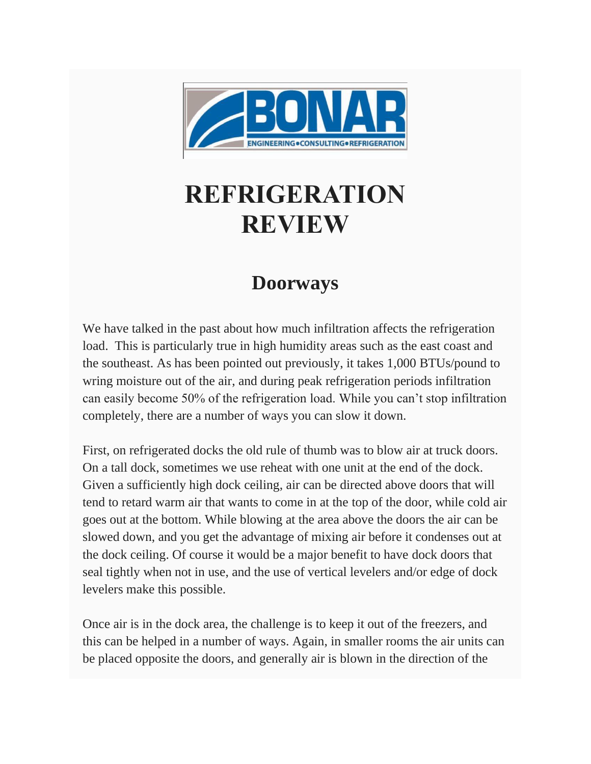# REFRIGERATION REVIEW

## Doorways

We have talked in the past about how much infiltration affects the refrigeration load. This is particularly true in high humidity areas such as the east coast and the southeast. As has been pointed out previously, it takes 1,000 BTUs/pound to wring moisture out of the air, and during peak refrigeration periods infiltration can easily become 50% of the refrigeration load. While you can't stop infiltration completely, there are a number of ways you can slow it down.

First, on refrigerated docks the old rule of thumb was to blow air at truck doors. On a tall dock, sometimes we use reheat with one unit at the end of the dock. Given a sufficiently high dock ceiling, air can be directed above doors that will tend to retard warm air that wants to come in at the top of the door, while cold air goes out at the bottom. While blowing at the area above the doors the air can be slowed down, and you get the advantage of mixing air before it condenses out at the dock ceiling. Of course it would be a major benefit to have dock doors that seal tightly when not in use, and the use of vertical levelers and/or edge of dock levelers make this possible.

Once air is in the dock area, the challenge is to keep it out of the freezers, and this can be helped in a number of ways. Again, in smaller rooms the air units can be placed opposite the doors, and generally air is blown in the direction of the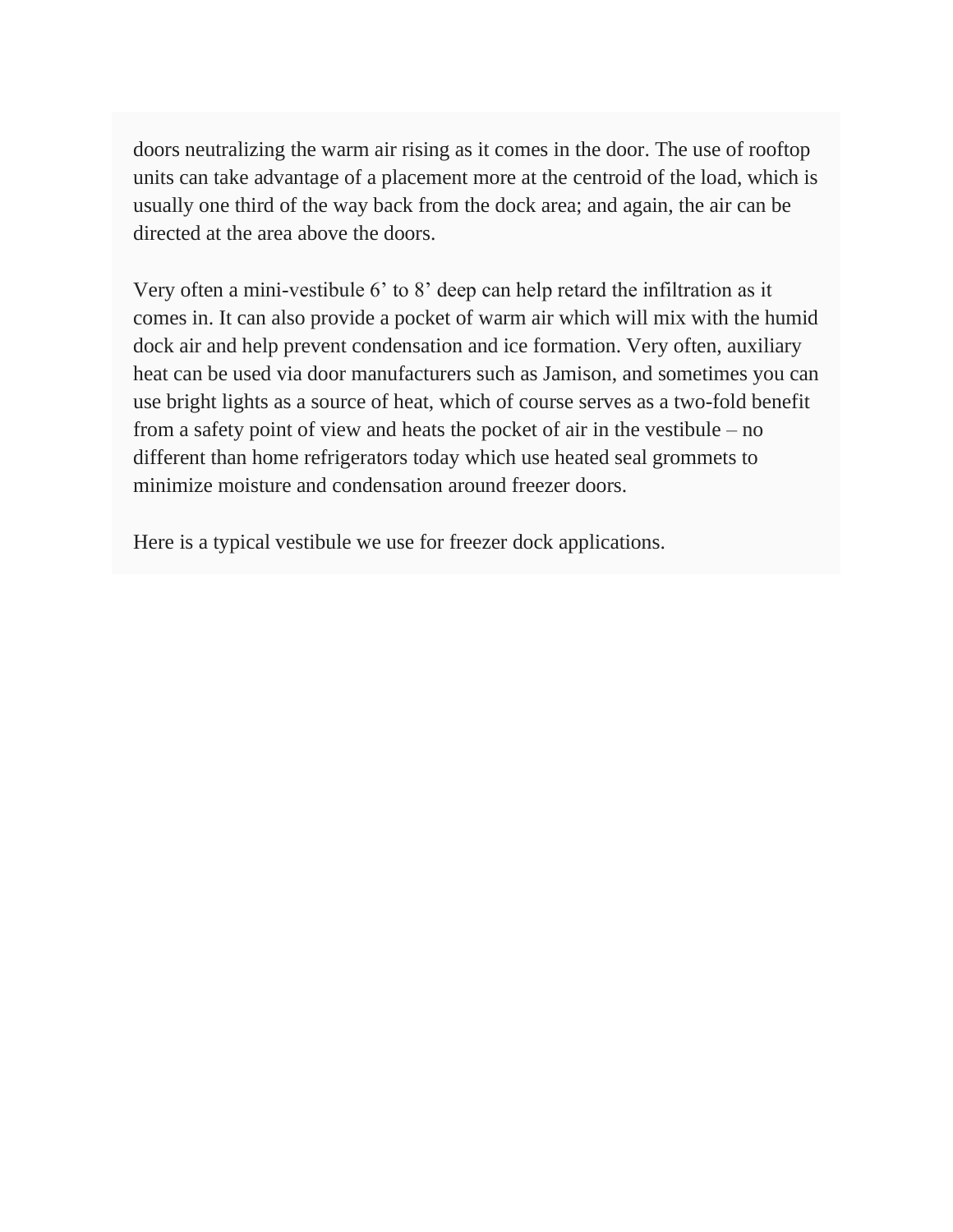doors neutralizing the warm air rising as it comes in the door. The use of rooftop units can take advantage of a placement more at the centroid of the load, which is usually one third of the way back from the dock area; and again, the air can be directed at the area above the doors.

Very often a mini-vestibule 6’ to 8’ deep can help retard the infiltration as it comes in. It can also provide a pocket of warm air which will mix with the humid dock air and help prevent condensation and ice formation. Very often, auxiliary heat can be used via door manufacturers such as Jamison, and sometimes you can use bright lights as a source of heat, which of course serves as a two-fold benefit from a safety point of view and heats the pocket of air in the vestibule – no different than home refrigerators today which use heated seal grommets to minimize moisture and condensation around freezer doors.

Here is a typical vestibule we use for freezer dock applications.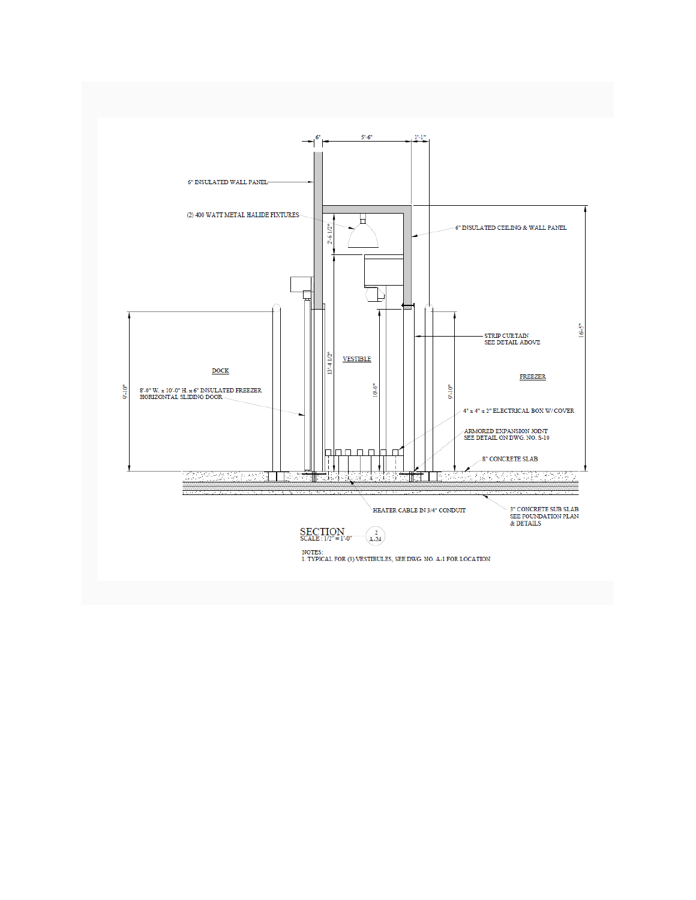6"

5'-6"

1'-1"

6" INSULATED WALL PANEL

(2) 400 WATT METAL HALIDE FIXTURES

2'-6 1/2"

6" INSULATED CEILING & WALL PANEL

STRIP CURTAIN
SEE DETAIL ABOVE

16'-5"

13'-4 1/2"

VESTIBLE

DOCK

FREEZER

9'-10"

10'-0"

9'-10"

8'-0" W. x 10'-0" H. x 6" INSULATED FREEZER
HORIZONTAL SLIDING DOOR

4" x 4" x 2" ELECTRICAL BOX W/ COVER

ARMORED EXPANSION JOINT
SEE DETAIL ON DWG. NO. S-10

8" CONCRETE SLAB

HEATER CABLE IN 3/4" CONDUIT

3" CONCRETE SUB SLAB
SEE FOUNDATION PLAN
& DETAILS

SECTION
SCALE : 1/2" = 1'-0"

2
A-24

NOTES:
1. TYPICAL FOR (3) VESTIBULES, SEE DWG. NO. A-1 FOR LOCATION